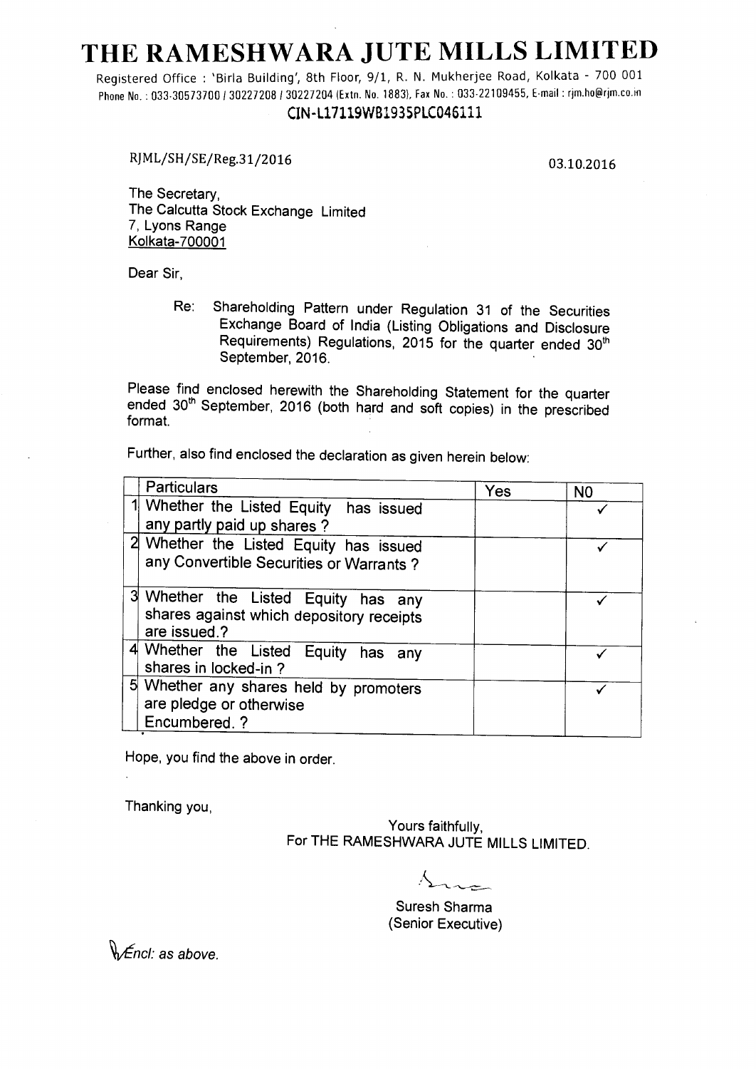# THE RAMESHWARA JUTE MILLS LIMITED

Registered Office : 'Birla Building', 8th Floor, 9/1, R. N. Mukherjee Road, Kolkata - 700 001
Phone No. : 033-30573700 / 30227208 / 30227204 (Extn. No. 1883), Fax No. : 033-22109455, E-mail : rjm.ho@rjm.co.in

CIN-L17119WB1935PLC046111

RJML/SH/SE/Reg.31/2016

03.10.2016

The Secretary,
The Calcutta Stock Exchange Limited
7, Lyons Range
Kolkata-700001

Dear Sir,

Re: Shareholding Pattern under Regulation 31 of the Securities Exchange Board of India (Listing Obligations and Disclosure Requirements) Regulations, 2015 for the quarter ended 30th September, 2016.

Please find enclosed herewith the Shareholding Statement for the quarter ended 30th September, 2016 (both hard and soft copies) in the prescribed format.

Further, also find enclosed the declaration as given herein below:

| | Particulars | Yes | NO |
|---|---|---|---|
| 1 | Whether the Listed Equity has issued any partly paid up shares ? | | ✓ |
| 2 | Whether the Listed Equity has issued any Convertible Securities or Warrants ? | | ✓ |
| 3 | Whether the Listed Equity has any shares against which depository receipts are issued.? | | ✓ |
| 4 | Whether the Listed Equity has any shares in locked-in ? | | ✓ |
| 5 | Whether any shares held by promoters are pledge or otherwise Encumbered. ? | | ✓ |

Hope, you find the above in order.

Thanking you,

Yours faithfully,
For THE RAMESHWARA JUTE MILLS LIMITED.

Suresh Sharma
(Senior Executive)

*Encl: as above.*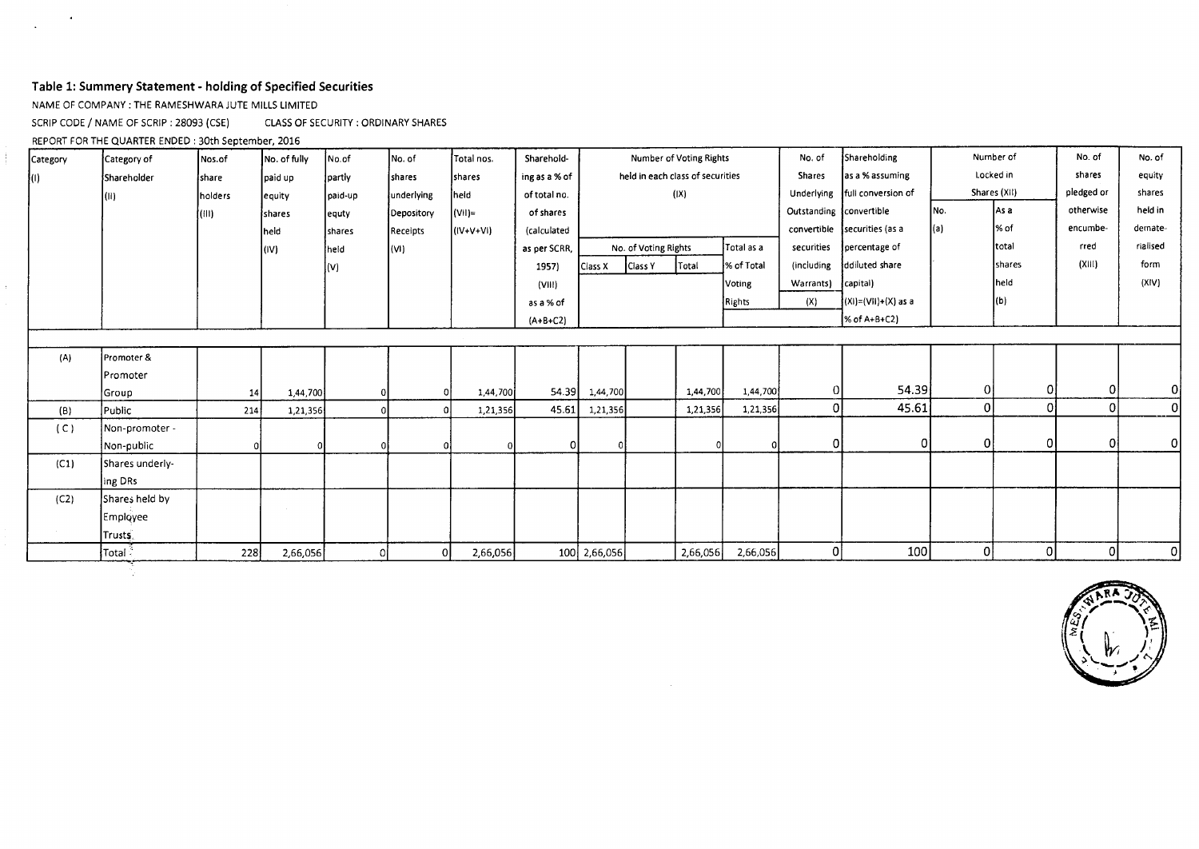### Table 1: Summery Statement - holding of Specified Securities

NAME OF COMPANY : THE RAMESHWARA JUTE MILLS LIMITED

SCRIP CODE / NAME OF SCRIP : 28093 (CSE)     CLASS OF SECURITY : ORDINARY SHARES

REPORT FOR THE QUARTER ENDED : 30th September, 2016

| Category (I) | Category of Shareholder (II) | Nos.of share holders (III) | No. of fully paid up equity shares held (IV) | No.of partly paid-up equty shares held (V) | No. of shares underlying Depository Receipts (VI) | Total nos. shares held (VII)= (IV+V+VI) | Shareholding as a % of total no. of shares (calculated as per SCRR, 1957) (VIII) as a % of (A+B+C2) | Number of Voting Rights held in each class of securities (IX) | | | | No. of Shares Underlying Outstanding convertible securities (including Warrants) (X) | Shareholding as a % assuming full conversion of convertible securities (as a percentage of ddiluted share capital) (XI)=(VII)+(X) as a % of A+B+C2) | Number of Locked in Shares (XII) | | No. of shares pledged or otherwise encumbered (XIII) | No. of equity shares held in dematerialised form (XIV) |
|---|---|---|---|---|---|---|---|---|---|---|---|---|---|---|---|---|---|
| | | | | | | | | No. of Voting Rights | | | Total as a % of Total Voting Rights | | | No. (a) | As a % of total shares held (b) | | |
| | | | | | | | | Class X | Class Y | Total | | | | | | | |
| (A) | Promoter & Promoter Group | 14 | 1,44,700 | 0 | 0 | 1,44,700 | 54.39 | 1,44,700 | | 1,44,700 | 1,44,700 | 0 | 54.39 | 0 | 0 | 0 | 0 |
| (B) | Public | 214 | 1,21,356 | 0 | 0 | 1,21,356 | 45.61 | 1,21,356 | | 1,21,356 | 1,21,356 | 0 | 45.61 | 0 | 0 | 0 | 0 |
| (C) | Non-promoter - Non-public | 0 | 0 | 0 | 0 | 0 | 0 | 0 | | 0 | 0 | 0 | 0 | 0 | 0 | 0 | 0 |
| (C1) | Shares underlying DRs | | | | | | | | | | | | | | | | |
| (C2) | Shares held by Employee Trusts | | | | | | | | | | | | | | | | |
| | Total | 228 | 2,66,056 | 0 | 0 | 2,66,056 | 100 | 2,66,056 | | 2,66,056 | 2,66,056 | 0 | 100 | 0 | 0 | 0 | 0 |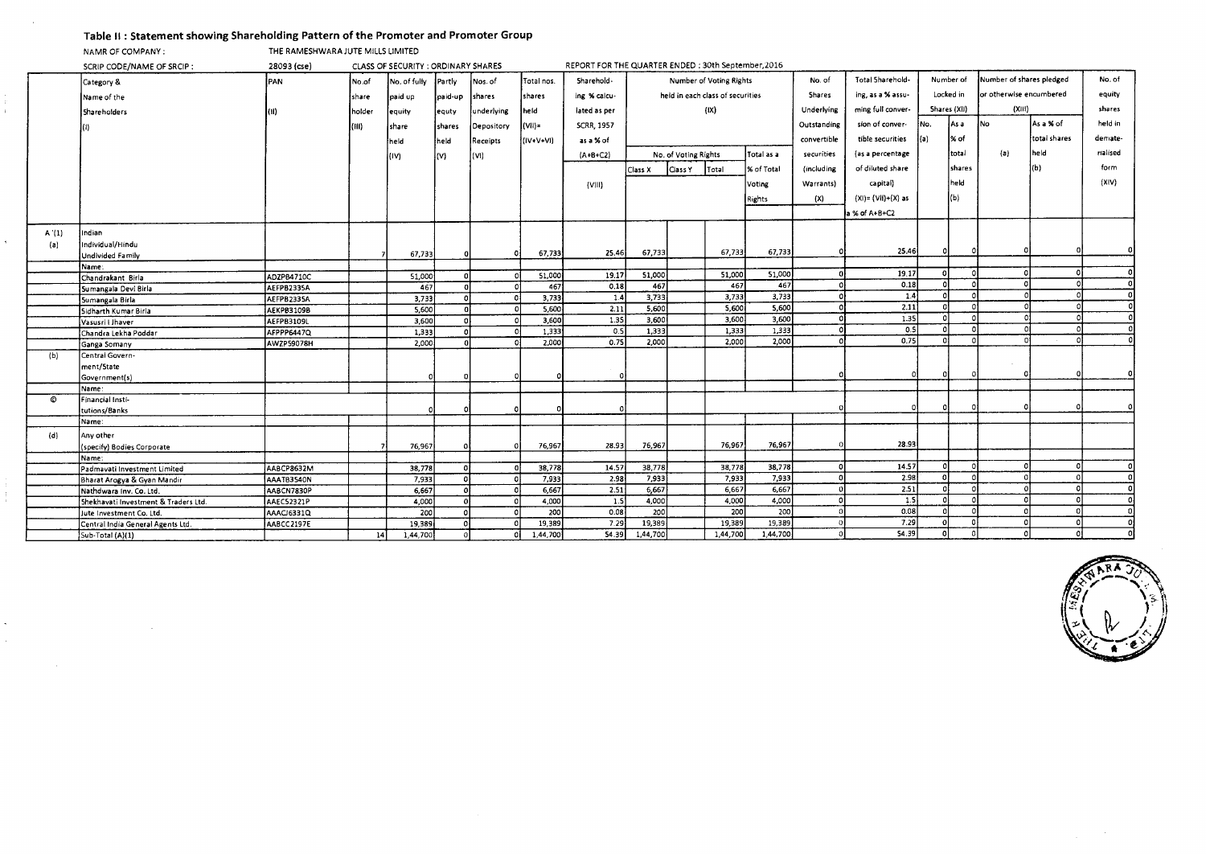## Table II : Statement showing Shareholding Pattern of the Promoter and Promoter Group

NAMR OF COMPANY : THE RAMESHWARA JUTE MILLS LIMITED

SCRIP CODE/NAME OF SRCIP : 28093 (cse) CLASS OF SECURITY : ORDINARY SHARES REPORT FOR THE QUARTER ENDED : 30th September,2016

| | Category & Name of the Shareholders (I) | PAN (II) | No.of share holder (III) | No. of fully paid up equity share held (IV) | Partly paid-up equty shares held (V) | Nos. of shares underlying Depository Receipts (VI) | Total nos. shares held (VII)= (IV+V+VI) | Sharehold-ing % calcu-lated as per SCRR, 1957 as a % of (A+B+C2) (VIII) | Number of Voting Rights held in each class of securities (IX) | | | | No. of Shares Underlying Outstanding convertible securities (including Warrants) (X) | Total Sharehold-ing, as a % assu-ming full conver-sion of conver-tible securities (as a percentage of diluted share capital) (XI)= (VII)+(X) as a % of A+B+C2 | Number of Locked in Shares (XII) | | Number of shares pledged or otherwise encumbered (XIII) | | No. of equity shares held in demate-rialised form (XIV) |
|---|---|---|---|---|---|---|---|---|---|---|---|---|---|---|---|---|---|---|---|
| | | | | | | | | | No. of Voting Rights | | | Total as a % of Total Voting Rights | | | No. (a) | As a % of total shares held (b) | No (a) | As a % of total shares held (b) | |
| | | | | | | | | | Class X | Class Y | Total | | | | | | | | |
| A '(1) | Indian | | | | | | | | | | | | | | | | | | |
| (a) | Individual/Hindu Undivided Family | | 7 | 67,733 | 0 | 0 | 67,733 | 25.46 | 67,733 | | 67,733 | 67,733 | 0 | 25.46 | 0 | 0 | 0 | 0 | 0 |
| | Name: | | | | | | | | | | | | | | | | | | |
| | Chandrakant Birla | ADZPB4710C | | 51,000 | 0 | 0 | 51,000 | 19.17 | 51,000 | | 51,000 | 51,000 | 0 | 19.17 | 0 | 0 | 0 | 0 | 0 |
| | Sumangala Devi Birla | AEFPB2335A | | 467 | 0 | 0 | 467 | 0.18 | 467 | | 467 | 467 | 0 | 0.18 | 0 | 0 | 0 | 0 | 0 |
| | Sumangala Birla | AEFPB2335A | | 3,733 | 0 | 0 | 3,733 | 1.4 | 3,733 | | 3,733 | 3,733 | 0 | 1.4 | 0 | 0 | 0 | 0 | 0 |
| | Sidharth Kumar Birla | AEKPB3109B | | 5,600 | 0 | 0 | 5,600 | 2.11 | 5,600 | | 5,600 | 5,600 | 0 | 2.11 | 0 | 0 | 0 | 0 | 0 |
| | Vasusri I Jhaver | AEFPB3109L | | 3,600 | 0 | 0 | 3,600 | 1.35 | 3,600 | | 3,600 | 3,600 | 0 | 1.35 | 0 | 0 | 0 | 0 | 0 |
| | Chandra Lekha Poddar | AFPPP6447Q | | 1,333 | 0 | 0 | 1,333 | 0.5 | 1,333 | | 1,333 | 1,333 | 0 | 0.5 | 0 | 0 | 0 | 0 | 0 |
| | Ganga Somany | AWZPS9078H | | 2,000 | 0 | 0 | 2,000 | 0.75 | 2,000 | | 2,000 | 2,000 | 0 | 0.75 | 0 | 0 | 0 | 0 | 0 |
| (b) | Central Govern-ment/State Government(s) | | | 0 | 0 | 0 | 0 | 0 | | | | | 0 | 0 | 0 | 0 | 0 | 0 | 0 |
| | Name: | | | | | | | | | | | | | | | | | | |
| © | Financial Insti-tutions/Banks | | | 0 | 0 | 0 | 0 | 0 | | | | | 0 | 0 | 0 | 0 | 0 | 0 | 0 |
| | Name: | | | | | | | | | | | | | | | | | | |
| (d) | Any other (specify) Bodies Corporate | | 7 | 76,967 | 0 | 0 | 76,967 | 28.93 | 76,967 | | 76,967 | 76,967 | 0 | 28.93 | | | | | |
| | Name: | | | | | | | | | | | | | | | | | | |
| | Padmavati Investment Limited | AABCP8632M | | 38,778 | 0 | 0 | 38,778 | 14.57 | 38,778 | | 38,778 | 38,778 | 0 | 14.57 | 0 | 0 | 0 | 0 | 0 |
| | Bharat Arogya & Gyan Mandir | AAATB3540N | | 7,933 | 0 | 0 | 7,933 | 2.98 | 7,933 | | 7,933 | 7,933 | 0 | 2.98 | 0 | 0 | 0 | 0 | 0 |
| | Nathdwara Inv. Co. Ltd. | AABCN7830P | | 6,667 | 0 | 0 | 6,667 | 2.51 | 6,667 | | 6,667 | 6,667 | 0 | 2.51 | 0 | 0 | 0 | 0 | 0 |
| | Shekhavati Investment & Traders Ltd. | AAECS2321P | | 4,000 | 0 | 0 | 4,000 | 1.5 | 4,000 | | 4,000 | 4,000 | 0 | 1.5 | 0 | 0 | 0 | 0 | 0 |
| | Jute Investment Co. Ltd. | AAACJ6331Q | | 200 | 0 | 0 | 200 | 0.08 | 200 | | 200 | 200 | 0 | 0.08 | 0 | 0 | 0 | 0 | 0 |
| | Central India General Agents Ltd. | AABCC2197E | | 19,389 | 0 | 0 | 19,389 | 7.29 | 19,389 | | 19,389 | 19,389 | 0 | 7.29 | 0 | 0 | 0 | 0 | 0 |
| | Sub-Total (A)(1) | | 14 | 1,44,700 | 0 | 0 | 1,44,700 | 54.39 | 1,44,700 | | 1,44,700 | 1,44,700 | 0 | 54.39 | 0 | 0 | 0 | 0 | 0 |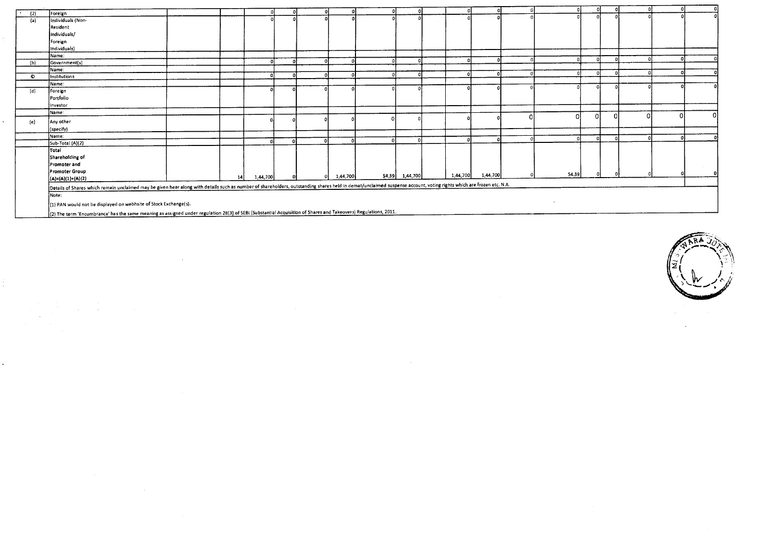| | | | | | | | | | | | | | | | | | | | |
|---|---|---|---|---|---|---|---|---|---|---|---|---|---|---|---|---|---|---|---|
| (2) | Foreign | | | 0 | 0 | 0 | 0 | 0 | 0 | | 0 | 0 | 0 | 0 | 0 | 0 | 0 | 0 | 0 |
| (a) | Individuals (Non-Resident Individuals/ Foreign Individuals) | | | 0 | 0 | 0 | 0 | 0 | 0 | | 0 | 0 | 0 | 0 | 0 | 0 | 0 | 0 | 0 |
| | Name: | | | | | | | | | | | | | | | | | | |
| (b) | Government(s) | | | 0 | 0 | 0 | 0 | 0 | 0 | | 0 | 0 | 0 | 0 | 0 | 0 | 0 | 0 | 0 |
| | Name: | | | | | | | | | | | | | | | | | | |
| © | Institutions | | | 0 | 0 | 0 | 0 | 0 | 0 | | 0 | 0 | 0 | 0 | 0 | 0 | 0 | 0 | 0 |
| | Name: | | | | | | | | | | | | | | | | | | |
| (d) | Foreign Portfolio Investor | | | 0 | 0 | 0 | 0 | 0 | 0 | | 0 | 0 | 0 | 0 | 0 | 0 | 0 | 0 | 0 |
| | Name: | | | | | | | | | | | | | | | | | | |
| (e) | Any other (specify) | | | 0 | 0 | 0 | 0 | 0 | 0 | | 0 | 0 | 0 | 0 | 0 | 0 | 0 | 0 | 0 |
| | Name: | | | | | | | | | | | | | | | | | | |
| | Sub-Total (A)(2) | | | 0 | 0 | 0 | 0 | 0 | 0 | | 0 | 0 | 0 | 0 | 0 | 0 | 0 | 0 | 0 |
| | Total Shareholding of Promoter and Promoter Group (A)=(A)(1)+(A)(2) | | 14 | 1,44,700 | 0 | 0 | 1,44,700 | 54.39 | 1,44,700 | | 1,44,700 | 1,44,700 | 0 | 54.39 | 0 | 0 | 0 | 0 | 0 |

Details of Shares which remain unclaimed may be given hear along with details such as number of shareholders, outstanding shares held in demat/unclaimed suspense account, voting rights which are frozen etc. N.A.

Note:

(1) PAN would not be displayed on webhsite of Stock Exchange(s).

(2) The term 'Encumbrance' has the same meaning as assigned under regulation 28(3) of SEBI (Substantial Acquisition of Shares and Takeovers) Regulations, 2011.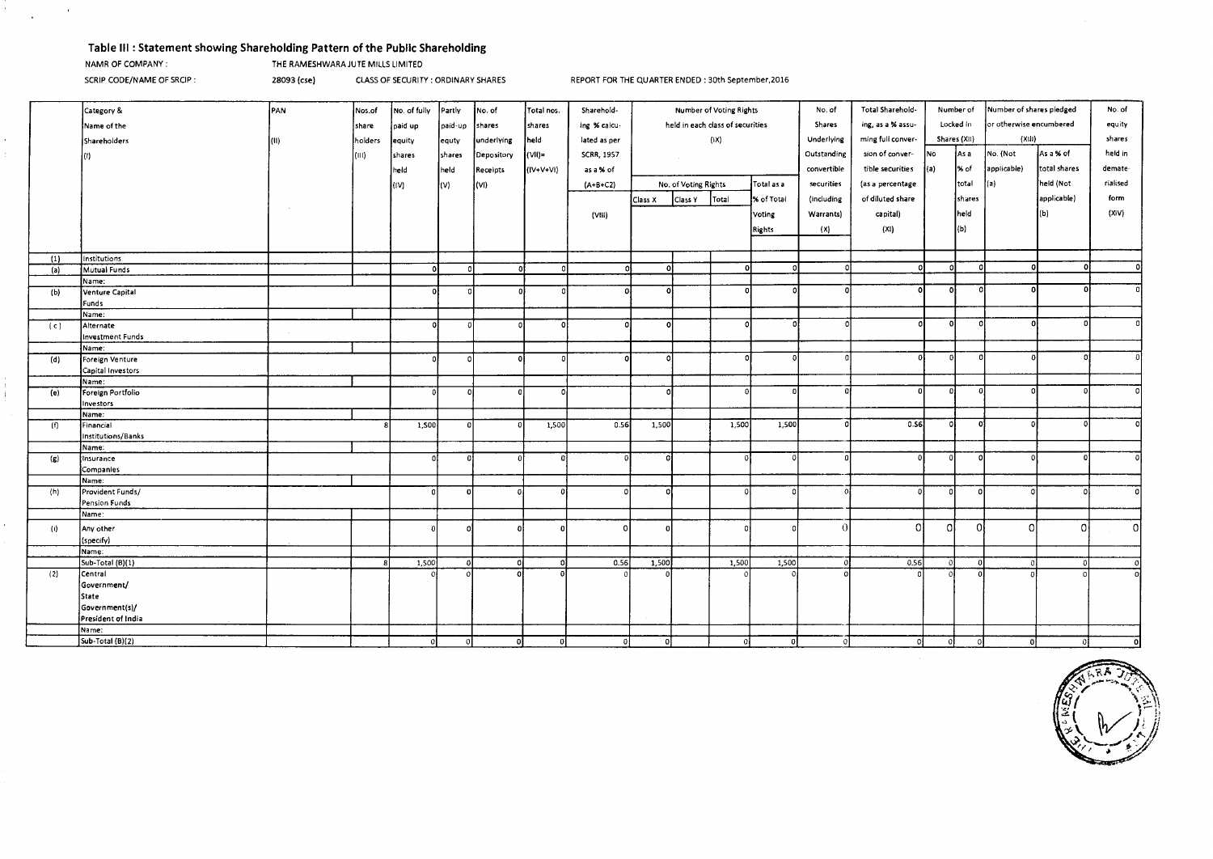## Table III : Statement showing Shareholding Pattern of the Public Shareholding

NAMR OF COMPANY : THE RAMESHWARA JUTE MILLS LIMITED

SCRIP CODE/NAME OF SRCIP : 28093 (cse) CLASS OF SECURITY : ORDINARY SHARES REPORT FOR THE QUARTER ENDED : 30th September,2016

| | Category & Name of the Shareholders (I) | PAN (II) | Nos.of share holders (III) | No. of fully paid up equity shares held (IV) | Partly paid-up equty shares held (V) | No. of shares underlying Depository Receipts (VI) | Total nos. shares held (VII)= (IV+V+VI) | Sharehold-ing % calcu-lated as per SCRR, 1957 as a % of (A+B+C2) (VIII) | Number of Voting Rights held in each class of securities (IX) | | | | No. of Shares Underlying Outstanding convertible securities (including Warrants) (X) | Total Sharehold-ing, as a % assu-ming full conver-sion of conver-tible securities (as a percentage of diluted share capital) (XI) | Number of Locked in Shares (XII) | | Number of shares pledged or otherwise encumbered (XIII) | | No. of equity shares held in demate-rialised form (XIV) |
|---|---|---|---|---|---|---|---|---|---|---|---|---|---|---|---|---|---|---|---|
| | | | | | | | | | No. of Voting Rights | | | Total as a % of Total Voting Rights | | | No (a) | As a % of total shares held (b) | No. (Not applicable) (a) | As a % of total shares held (Not applicable) (b) | |
| | | | | | | | | | Class X | Class Y | Total | | | | | | | | |
| (1) | Institutions | | | | | | | | | | | | | | | | | | |
| (a) | Mutual Funds | | | 0 | 0 | 0 | 0 | 0 | 0 | | 0 | 0 | 0 | 0 | 0 | 0 | 0 | 0 | 0 |
| | Name: | | | | | | | | | | | | | | | | | | |
| (b) | Venture Capital Funds | | | 0 | 0 | 0 | 0 | 0 | 0 | | 0 | 0 | 0 | 0 | 0 | 0 | 0 | 0 | 0 |
| | Name: | | | | | | | | | | | | | | | | | | |
| (c) | Alternate Investment Funds | | | 0 | 0 | 0 | 0 | 0 | 0 | | 0 | 0 | 0 | 0 | 0 | 0 | 0 | 0 | 0 |
| | Name: | | | | | | | | | | | | | | | | | | |
| (d) | Foreign Venture Capital Investors | | | 0 | 0 | 0 | 0 | 0 | 0 | | 0 | 0 | 0 | 0 | 0 | 0 | 0 | 0 | 0 |
| | Name: | | | | | | | | | | | | | | | | | | |
| (e) | Foreign Portfolio Investors | | | 0 | 0 | 0 | 0 | | 0 | | 0 | 0 | 0 | 0 | 0 | 0 | 0 | 0 | 0 |
| | Name: | | | | | | | | | | | | | | | | | | |
| (f) | Financial Institutions/Banks | | 8 | 1,500 | 0 | 0 | 1,500 | 0.56 | 1,500 | | 1,500 | 1,500 | 0 | 0.56 | 0 | 0 | 0 | 0 | 0 |
| | Name: | | | | | | | | | | | | | | | | | | |
| (g) | Insurance Companies | | | 0 | 0 | 0 | 0 | 0 | 0 | | 0 | 0 | 0 | 0 | 0 | 0 | 0 | 0 | 0 |
| | Name: | | | | | | | | | | | | | | | | | | |
| (h) | Provident Funds/ Pension Funds | | | 0 | 0 | 0 | 0 | 0 | 0 | | 0 | 0 | 0 | 0 | 0 | 0 | 0 | 0 | 0 |
| | Name: | | | | | | | | | | | | | | | | | | |
| (i) | Any other (specify) | | | 0 | 0 | 0 | 0 | 0 | 0 | | 0 | 0 | 0 | 0 | 0 | 0 | 0 | 0 | 0 |
| | Name: | | | | | | | | | | | | | | | | | | |
| | Sub-Total (B)(1) | | 8 | 1,500 | 0 | 0 | 0 | 0.56 | 1,500 | | 1,500 | 1,500 | 0 | 0.56 | 0 | 0 | 0 | 0 | 0 |
| (2) | Central Government/ State Government(s)/ President of India | | | 0 | 0 | 0 | 0 | 0 | 0 | | 0 | 0 | 0 | 0 | 0 | 0 | 0 | 0 | 0 |
| | Name: | | | | | | | | | | | | | | | | | | |
| | Sub-Total (B)(2) | | | 0 | 0 | 0 | 0 | 0 | 0 | | 0 | 0 | 0 | 0 | 0 | 0 | 0 | 0 | 0 |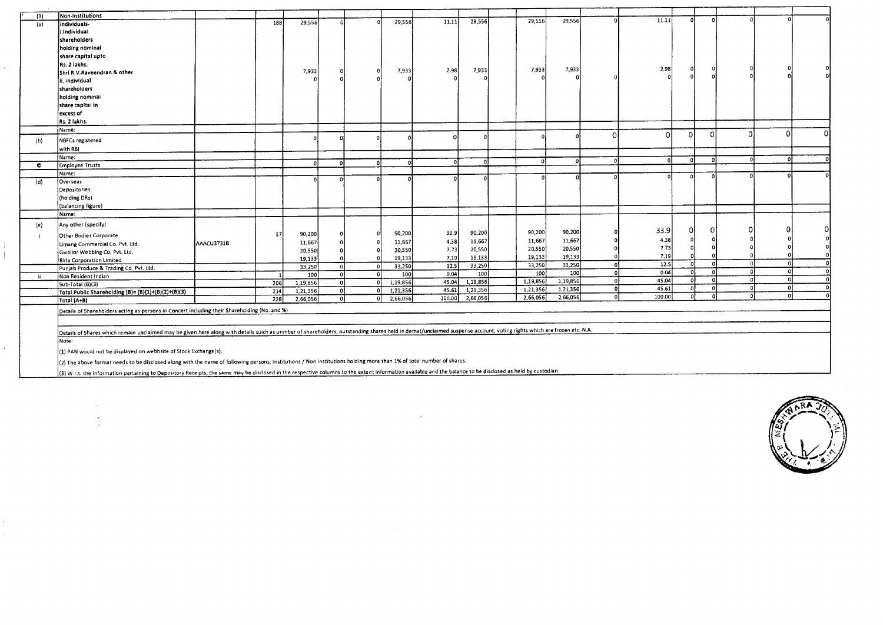| (3) | Non-Institutions | | | | | | | | | | | | | | | | | | |
|---|---|---|---|---|---|---|---|---|---|---|---|---|---|---|---|---|---|---|---|
| (a) | Individuals- i.Individual shareholders holding nominal share capital upto Rs. 2 lakhs. | | 188 | 29,556 | 0 | 0 | 29,556 | 11.11 | 29,556 | | 29,556 | 29,556 | 0 | 11.11 | 0 | 0 | 0 | 0 | 0 |
| | Shri R.V.Raveendran & other | | | 7,933 | 0 | 0 | 7,933 | 2.98 | 7,933 | | 7,933 | 7,933 | | 2.98 | 0 | 0 | 0 | 0 | 0 |
| | ii. Individual shareholders holding nominal share capital in excess of Rs. 2 lakhs. | | | 0 | 0 | 0 | 0 | 0 | 0 | | 0 | 0 | 0 | 0 | 0 | 0 | 0 | 0 | 0 |
| | Name: | | | | | | | | | | | | | | | | | | |
| (b) | NBFCs registered with RBI | | | 0 | 0 | 0 | 0 | 0 | 0 | | 0 | 0 | 0 | 0 | 0 | 0 | 0 | 0 | 0 |
| | Name: | | | | | | | | | | | | | | | | | | |
| © | Employee Trusts | | | 0 | 0 | 0 | 0 | 0 | 0 | | 0 | 0 | 0 | 0 | 0 | 0 | 0 | 0 | 0 |
| | Name: | | | | | | | | | | | | | | | | | | |
| (d) | Overseas Depositories (holding DRs) (balancing figure) | | | 0 | 0 | 0 | 0 | 0 | 0 | | 0 | 0 | 0 | 0 | 0 | 0 | 0 | 0 | 0 |
| | Name: | | | | | | | | | | | | | | | | | | |
| (e) | Any other (specify) | | | | | | | | | | | | | | | | | | |
| i | Other Bodies Corporate | | 17 | 90,200 | 0 | 0 | 90,200 | 33.9 | 90,200 | | 90,200 | 90,200 | 0 | 33.9 | 0 | 0 | 0 | 0 | 0 |
| | Umang Commercial Co. Pvt. Ltd. | AAACU3731B | | 11,667 | 0 | 0 | 11,667 | 4.38 | 11,667 | | 11,667 | 11,667 | 0 | 4.38 | 0 | 0 | 0 | 0 | 0 |
| | Gwalior Webbing Co. Pvt. Ltd. | | | 20,550 | 0 | 0 | 20,550 | 7.73 | 20,550 | | 20,550 | 20,550 | 0 | 7.73 | 0 | 0 | 0 | 0 | 0 |
| | Birla Corporation Limited | | | 19,133 | 0 | 0 | 19,133 | 7.19 | 19,133 | | 19,133 | 19,133 | 0 | 7.19 | 0 | 0 | 0 | 0 | 0 |
| | Punjab Produce & Trading Co. Pvt. Ltd. | | | 33,250 | 0 | 0 | 33,250 | 12.5 | 33,250 | | 33,250 | 33,250 | 0 | 12.5 | 0 | 0 | 0 | 0 | 0 |
| ii | Non Resident Indian | | 1 | 100 | 0 | 0 | 100 | 0.04 | 100 | | 100 | 100 | 0 | 0.04 | 0 | 0 | 0 | 0 | 0 |
| | Sub-Total (B)(3) | | 206 | 1,19,856 | 0 | 0 | 1,19,856 | 45.04 | 1,19,856 | | 1,19,856 | 1,19,856 | 0 | 45.04 | 0 | 0 | 0 | 0 | 0 |
| | Total Public Shareholding (B)= (B)(1)+(B)(2)+(B)(3) | | 214 | 1,21,356 | 0 | 0 | 1,21,356 | 45.61 | 1,21,356 | | 1,21,356 | 1,21,356 | 0 | 45.61 | 0 | 0 | 0 | 0 | 0 |
| | Total (A+B) | | 228 | 2,66,056 | 0 | 0 | 2,66,056 | 100.00 | 2,66,056 | | 2,66,056 | 2,66,056 | 0 | 100.00 | 0 | 0 | 0 | 0 | 0 |

Details of Shareholders acting as persons in Concert including their Shareholding (No. and %)

Details of Shares which remain unclaimed may be given here along with details suich as unmber of shareholders, outstanding shares held in demat/unclaimed suspense account, voting rights which are frozen etc. N.A.

Note:

(1) PAN would not be displayed on webhsite of Stock Exchange(s).

(2) The above format needs to be disclosed along with the name of following persons; Institutions / Non Institutions holding more than 1% of total number of shares.

(3) W.r.t. the information pertaining to Depository Receipts, the same may be disclosed in the respective columns to the extent information available and the balance to be disclosed as held by custodian.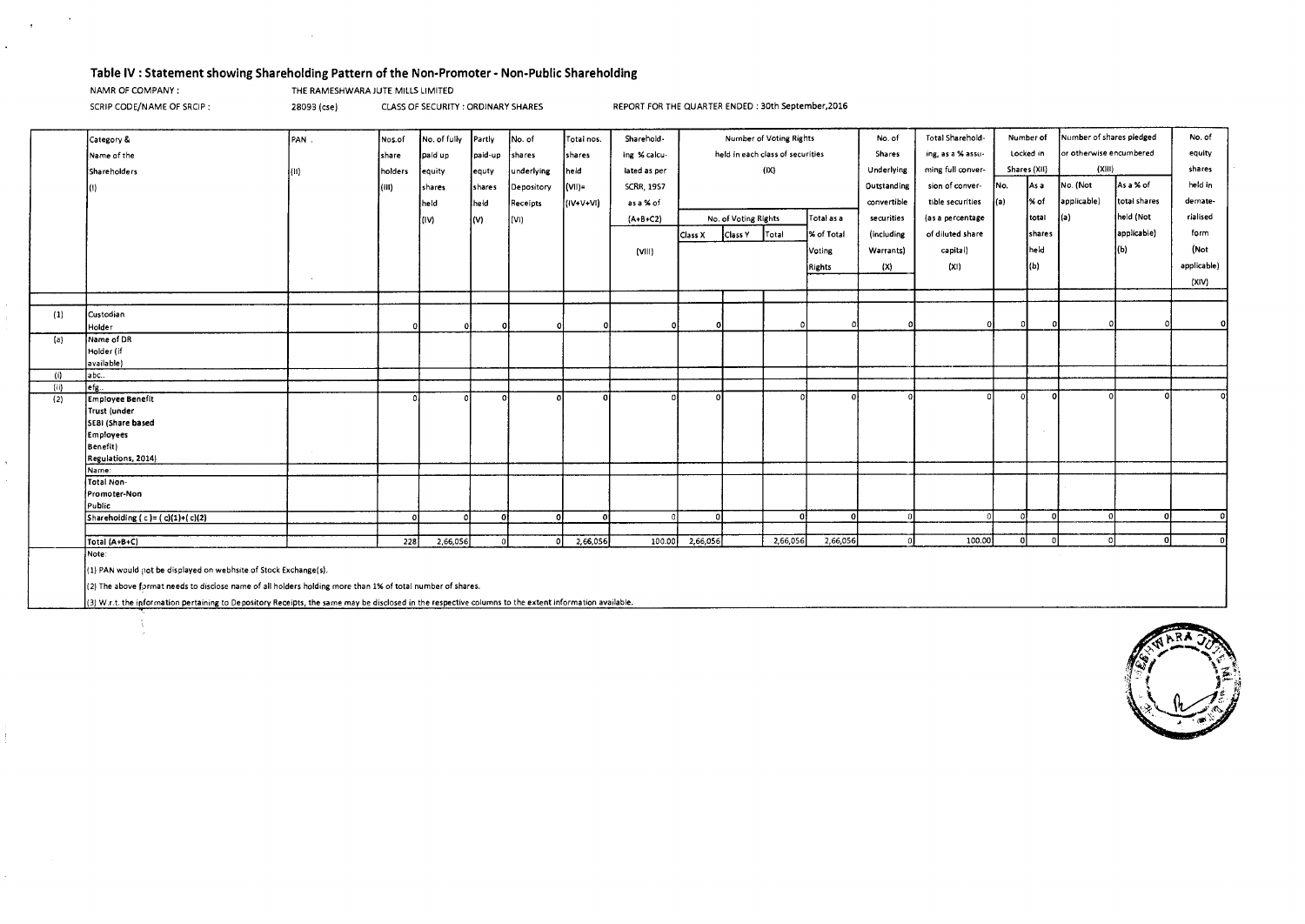# Table IV : Statement showing Shareholding Pattern of the Non-Promoter - Non-Public Shareholding

NAMR OF COMPANY : THE RAMESHWARA JUTE MILLS LIMITED

SCRIP CODE/NAME OF SRCIP : 28093 (cse) CLASS OF SECURITY : ORDINARY SHARES REPORT FOR THE QUARTER ENDED : 30th September,2016

| | Category & Name of the Shareholders (I) | PAN (II) | Nos.of share holders (III) | No. of fully paid up equity shares held (IV) | Partly paid-up equty shares held (V) | No. of shares underlying Depository Receipts (VI) | Total nos. shares held (VII)= (IV+V+VI) | Sharehold-ing % calcu-lated as per SCRR, 1957 as a % of (A+B+C2) (VIII) | Number of Voting Rights held in each class of securities (IX) | | | | No. of Shares Underlying Outstanding convertible securities (including Warrants) (X) | Total Sharehold-ing, as a % assu-ming full conver-sion of conver-tible securities (as a percentage of diluted share capital) (XI) | Number of Locked in Shares (XII) | | Number of shares pledged or otherwise encumbered (XIII) | | No. of equity shares held in demate-rialised form (Not applicable) (XIV) |
|---|---|---|---|---|---|---|---|---|---|---|---|---|---|---|---|---|---|---|---|
| | | | | | | | | | No. of Voting Rights | | | Total as a % of Total Voting Rights | | | No. (a) | As a % of total shares held (b) | No. (Not applicable) (a) | As a % of total shares held (Not applicable) (b) | |
| | | | | | | | | | Class X | Class Y | Total | | | | | | | | |
| (1) | Custodian Holder | | 0 | 0 | 0 | 0 | 0 | 0 | 0 | | 0 | 0 | 0 | 0 | 0 | 0 | 0 | 0 | 0 |
| (a) | Name of DR Holder (if available) | | | | | | | | | | | | | | | | | | |
| (i) | abc.. | | | | | | | | | | | | | | | | | | |
| (ii) | efg.. | | | | | | | | | | | | | | | | | | |
| (2) | Employee Benefit Trust (under SEBI (Share based Employees Benefit) Regulations, 2014) | | 0 | 0 | 0 | 0 | 0 | 0 | 0 | | 0 | 0 | 0 | 0 | 0 | 0 | 0 | 0 | 0 |
| | Name: | | | | | | | | | | | | | | | | | | |
| | Total Non-Promoter-Non Public Shareholding ( c )= ( c)(1)+( c)(2) | | 0 | 0 | 0 | 0 | 0 | 0 | 0 | | 0 | 0 | 0 | 0 | 0 | 0 | 0 | 0 | 0 |
| | Total (A+B+C) | | 228 | 2,66,056 | 0 | 0 | 2,66,056 | 100.00 | 2,66,056 | | 2,66,056 | 2,66,056 | 0 | 100.00 | 0 | 0 | 0 | 0 | 0 |

Note:

(1) PAN would not be displayed on webhsite of Stock Exchange(s).

(2) The above format needs to disclose name of all holders holding more than 1% of total number of shares.

(3) W.r.t. the information pertaining to Depository Receipts, the same may be disclosed in the respective columns to the extent information available.